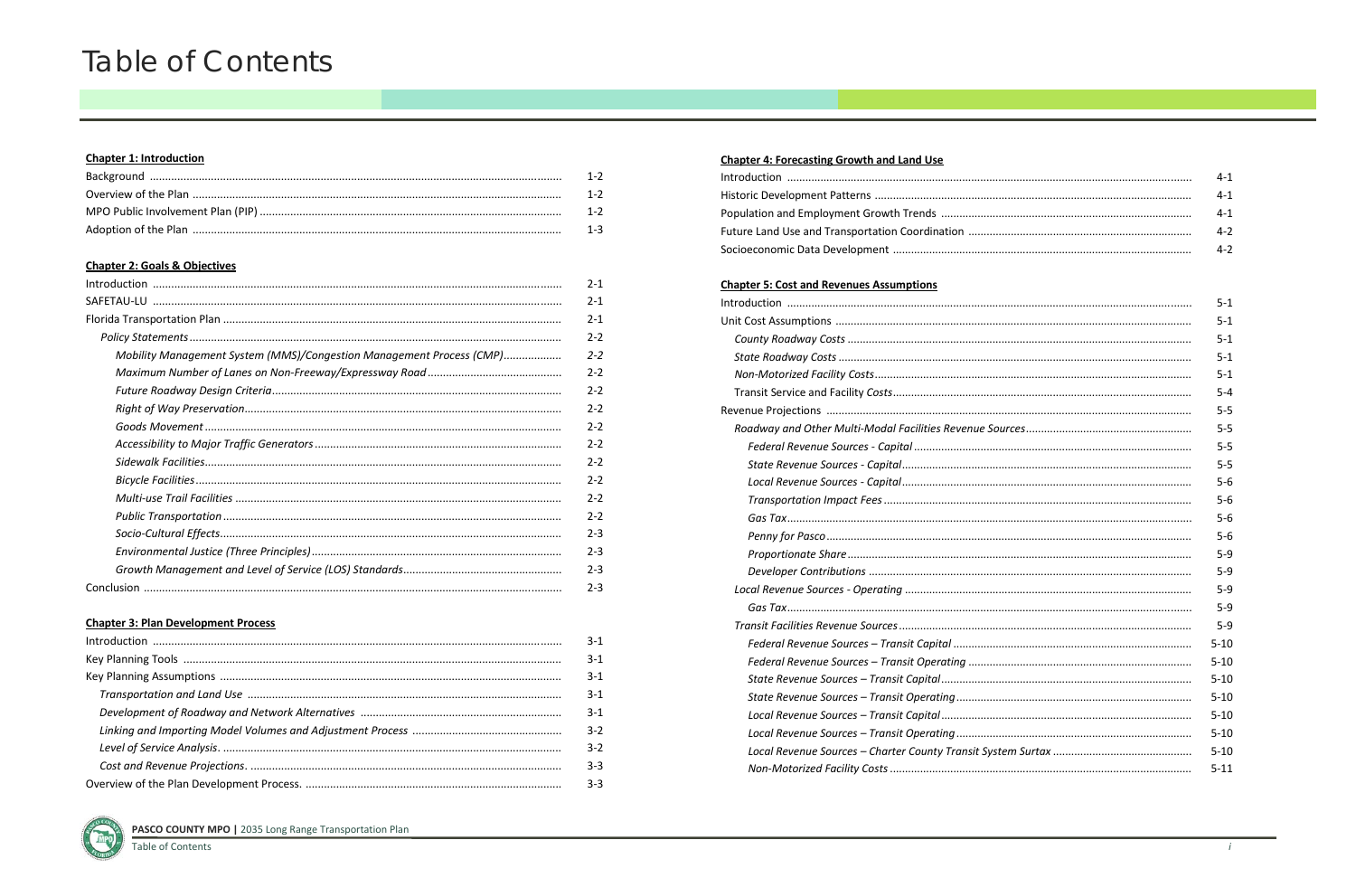# Table of Contents

**Chapter 1: Introduction**

| | |
|---|---|
| Background | 1-2 |
| Overview of the Plan | 1-2 |
| MPO Public Involvement Plan (PIP) | 1-2 |
| Adoption of the Plan | 1-3 |

**Chapter 2: Goals & Objectives**

| | |
|---|---|
| Introduction | 2-1 |
| SAFETAU-LU | 2-1 |
| Florida Transportation Plan | 2-1 |
| *Policy Statements* | 2-2 |
| *Mobility Management System (MMS)/Congestion Management Process (CMP)* | *2-2* |
| *Maximum Number of Lanes on Non-Freeway/Expressway Road* | 2-2 |
| *Future Roadway Design Criteria* | 2-2 |
| *Right of Way Preservation* | 2-2 |
| *Goods Movement* | 2-2 |
| *Accessibility to Major Traffic Generators* | 2-2 |
| *Sidewalk Facilities* | 2-2 |
| *Bicycle Facilities* | 2-2 |
| *Multi-use Trail Facilities* | 2-2 |
| *Public Transportation* | 2-2 |
| *Socio-Cultural Effects* | 2-3 |
| *Environmental Justice (Three Principles)* | 2-3 |
| *Growth Management and Level of Service (LOS) Standards* | 2-3 |
| Conclusion | 2-3 |

**Chapter 3: Plan Development Process**

| | |
|---|---|
| Introduction | 3-1 |
| Key Planning Tools | 3-1 |
| Key Planning Assumptions | 3-1 |
| *Transportation and Land Use* | 3-1 |
| *Development of Roadway and Network Alternatives* | 3-1 |
| *Linking and Importing Model Volumes and Adjustment Process* | 3-2 |
| *Level of Service Analysis.* | 3-2 |
| *Cost and Revenue Projections.* | 3-3 |
| Overview of the Plan Development Process. | 3-3 |

**Chapter 4: Forecasting Growth and Land Use**

| | |
|---|---|
| Introduction | 4-1 |
| Historic Development Patterns | 4-1 |
| Population and Employment Growth Trends | 4-1 |
| Future Land Use and Transportation Coordination | 4-2 |
| Socioeconomic Data Development | 4-2 |

**Chapter 5: Cost and Revenues Assumptions**

| | |
|---|---|
| Introduction | 5-1 |
| Unit Cost Assumptions | 5-1 |
| *County Roadway Costs* | 5-1 |
| *State Roadway Costs* | 5-1 |
| *Non-Motorized Facility Costs* | 5-1 |
| Transit Service and Facility *Costs* | 5-4 |
| Revenue Projections | 5-5 |
| *Roadway and Other Multi-Modal Facilities Revenue Sources* | 5-5 |
| *Federal Revenue Sources - Capital* | 5-5 |
| *State Revenue Sources - Capital* | 5-5 |
| *Local Revenue Sources - Capital* | 5-6 |
| *Transportation Impact Fees* | 5-6 |
| *Gas Tax* | 5-6 |
| *Penny for Pasco* | 5-6 |
| *Proportionate Share* | 5-9 |
| *Developer Contributions* | 5-9 |
| *Local Revenue Sources - Operating* | 5-9 |
| *Gas Tax* | 5-9 |
| *Transit Facilities Revenue Sources* | 5-9 |
| *Federal Revenue Sources – Transit Capital* | 5-10 |
| *Federal Revenue Sources – Transit Operating* | 5-10 |
| *State Revenue Sources – Transit Capital* | 5-10 |
| *State Revenue Sources – Transit Operating* | 5-10 |
| *Local Revenue Sources – Transit Capital* | 5-10 |
| *Local Revenue Sources – Transit Operating* | 5-10 |
| *Local Revenue Sources – Charter County Transit System Surtax* | 5-10 |
| *Non-Motorized Facility Costs* | 5-11 |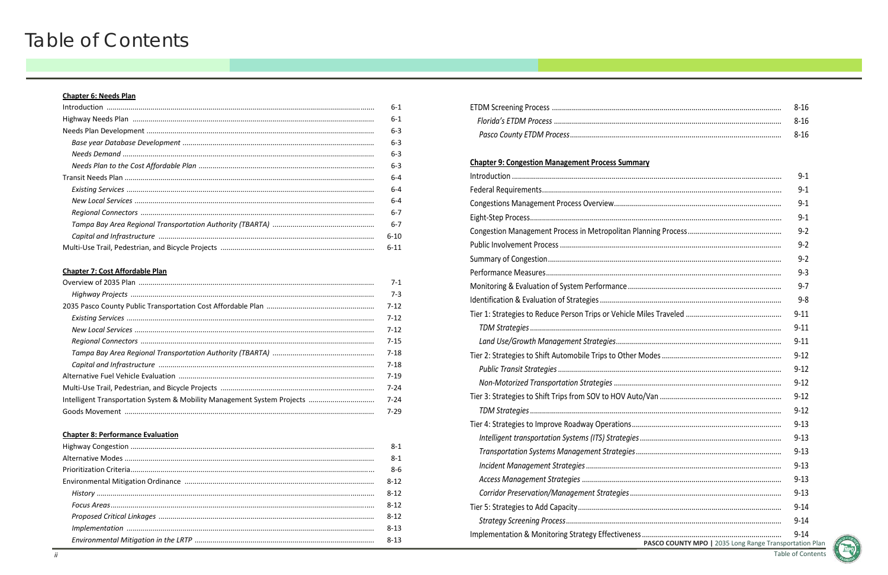# Table of Contents

**Chapter 6: Needs Plan**

| | |
|---|---|
| Introduction | 6-1 |
| Highway Needs Plan | 6-1 |
| Needs Plan Development | 6-3 |
| *Base year Database Development* | 6-3 |
| *Needs Demand* | 6-3 |
| *Needs Plan to the Cost Affordable Plan* | 6-3 |
| Transit Needs Plan | 6-4 |
| *Existing Services* | 6-4 |
| *New Local Services* | 6-4 |
| *Regional Connectors* | 6-7 |
| *Tampa Bay Area Regional Transportation Authority (TBARTA)* | 6-7 |
| *Capital and Infrastructure* | 6-10 |
| Multi-Use Trail, Pedestrian, and Bicycle Projects | 6-11 |

**Chapter 7: Cost Affordable Plan**

| | |
|---|---|
| Overview of 2035 Plan | 7-1 |
| *Highway Projects* | 7-3 |
| 2035 Pasco County Public Transportation Cost Affordable Plan | 7-12 |
| *Existing Services* | 7-12 |
| *New Local Services* | 7-12 |
| *Regional Connectors* | 7-15 |
| *Tampa Bay Area Regional Transportation Authority (TBARTA)* | 7-18 |
| *Capital and Infrastructure* | 7-18 |
| Alternative Fuel Vehicle Evaluation | 7-19 |
| Multi-Use Trail, Pedestrian, and Bicycle Projects | 7-24 |
| Intelligent Transportation System & Mobility Management System Projects | 7-24 |
| Goods Movement | 7-29 |

**Chapter 8: Performance Evaluation**

| | |
|---|---|
| Highway Congestion | 8-1 |
| Alternative Modes | 8-1 |
| Prioritization Criteria | 8-6 |
| Environmental Mitigation Ordinance | 8-12 |
| *History* | 8-12 |
| *Focus Areas* | 8-12 |
| *Proposed Critical Linkages* | 8-12 |
| *Implementation* | 8-13 |
| *Environmental Mitigation in the LRTP* | 8-13 |
| ETDM Screening Process | 8-16 |
| *Florida's ETDM Process* | 8-16 |
| *Pasco County ETDM Process* | 8-16 |

**Chapter 9: Congestion Management Process Summary**

| | |
|---|---|
| Introduction | 9-1 |
| Federal Requirements | 9-1 |
| Congestions Management Process Overview | 9-1 |
| Eight-Step Process | 9-1 |
| Congestion Management Process in Metropolitan Planning Process | 9-2 |
| Public Involvement Process | 9-2 |
| Summary of Congestion | 9-2 |
| Performance Measures | 9-3 |
| Monitoring & Evaluation of System Performance | 9-7 |
| Identification & Evaluation of Strategies | 9-8 |
| Tier 1: Strategies to Reduce Person Trips or Vehicle Miles Traveled | 9-11 |
| *TDM Strategies* | 9-11 |
| *Land Use/Growth Management Strategies* | 9-11 |
| Tier 2: Strategies to Shift Automobile Trips to Other Modes | 9-12 |
| *Public Transit Strategies* | 9-12 |
| *Non-Motorized Transportation Strategies* | 9-12 |
| Tier 3: Strategies to Shift Trips from SOV to HOV Auto/Van | 9-12 |
| *TDM Strategies* | 9-12 |
| Tier 4: Strategies to Improve Roadway Operations | 9-13 |
| *Intelligent transportation Systems (ITS) Strategies* | 9-13 |
| *Transportation Systems Management Strategies* | 9-13 |
| *Incident Management Strategies* | 9-13 |
| *Access Management Strategies* | 9-13 |
| *Corridor Preservation/Management Strategies* | 9-13 |
| Tier 5: Strategies to Add Capacity | 9-14 |
| *Strategy Screening Process* | 9-14 |
| Implementation & Monitoring Strategy Effectiveness | 9-14 |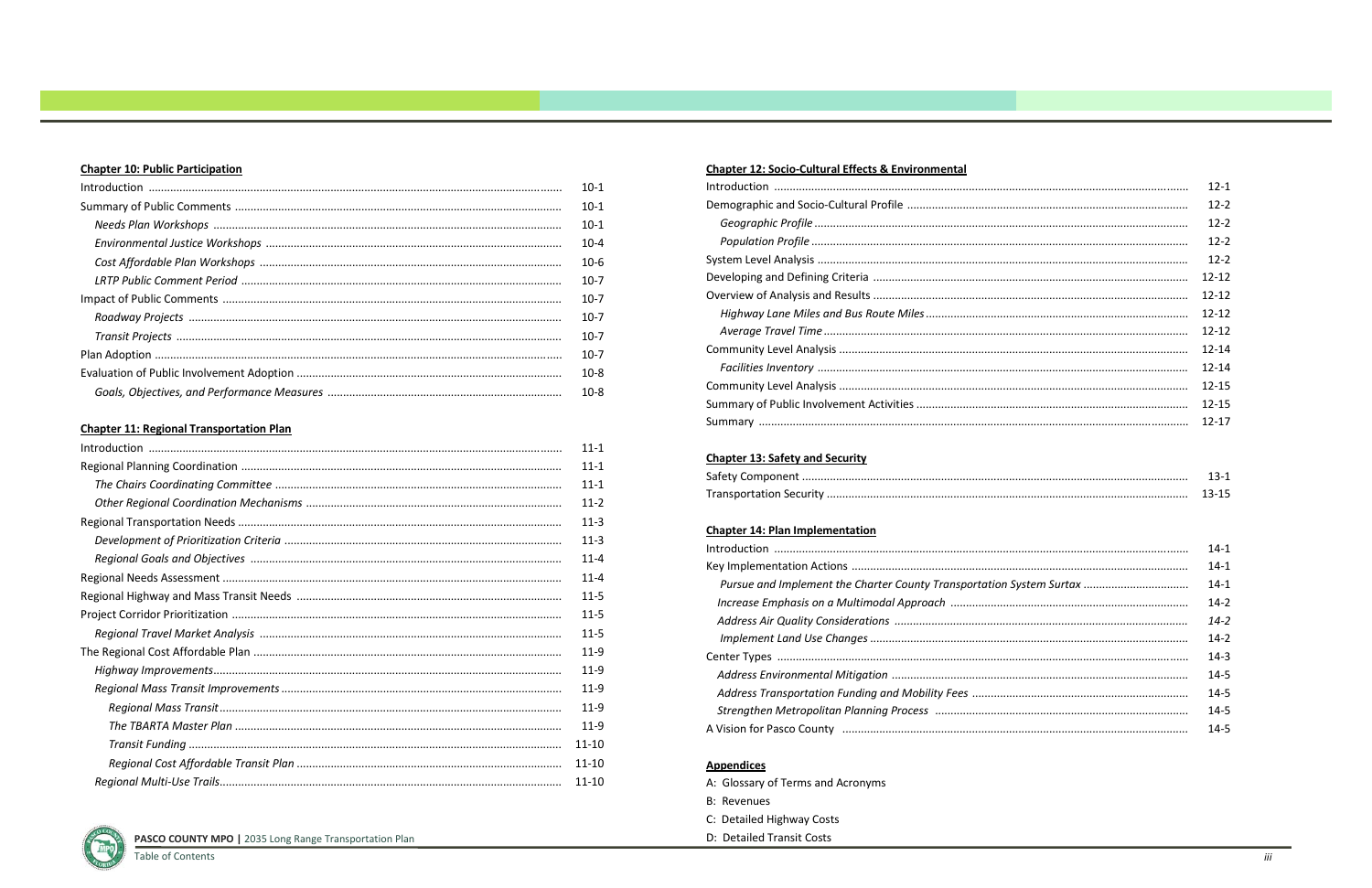**Chapter 10: Public Participation**

| | |
|---|---|
| Introduction | 10-1 |
| Summary of Public Comments | 10-1 |
| *Needs Plan Workshops* | 10-1 |
| *Environmental Justice Workshops* | 10-4 |
| *Cost Affordable Plan Workshops* | 10-6 |
| *LRTP Public Comment Period* | 10-7 |
| Impact of Public Comments | 10-7 |
| *Roadway Projects* | 10-7 |
| *Transit Projects* | 10-7 |
| Plan Adoption | 10-7 |
| Evaluation of Public Involvement Adoption | 10-8 |
| *Goals, Objectives, and Performance Measures* | 10-8 |

**Chapter 11: Regional Transportation Plan**

| | |
|---|---|
| Introduction | 11-1 |
| Regional Planning Coordination | 11-1 |
| *The Chairs Coordinating Committee* | 11-1 |
| *Other Regional Coordination Mechanisms* | 11-2 |
| Regional Transportation Needs | 11-3 |
| *Development of Prioritization Criteria* | 11-3 |
| *Regional Goals and Objectives* | 11-4 |
| Regional Needs Assessment | 11-4 |
| Regional Highway and Mass Transit Needs | 11-5 |
| Project Corridor Prioritization | 11-5 |
| *Regional Travel Market Analysis* | 11-5 |
| The Regional Cost Affordable Plan | 11-9 |
| *Highway Improvements* | 11-9 |
| *Regional Mass Transit Improvements* | 11-9 |
| *Regional Mass Transit* | 11-9 |
| *The TBARTA Master Plan* | 11-9 |
| *Transit Funding* | 11-10 |
| *Regional Cost Affordable Transit Plan* | 11-10 |
| *Regional Multi-Use Trails* | 11-10 |

**Chapter 12: Socio-Cultural Effects & Environmental**

| | |
|---|---|
| Introduction | 12-1 |
| Demographic and Socio-Cultural Profile | 12-2 |
| *Geographic Profile* | 12-2 |
| *Population Profile* | 12-2 |
| System Level Analysis | 12-2 |
| Developing and Defining Criteria | 12-12 |
| Overview of Analysis and Results | 12-12 |
| *Highway Lane Miles and Bus Route Miles* | 12-12 |
| *Average Travel Time* | 12-12 |
| Community Level Analysis | 12-14 |
| *Facilities Inventory* | 12-14 |
| Community Level Analysis | 12-15 |
| Summary of Public Involvement Activities | 12-15 |
| Summary | 12-17 |

**Chapter 13: Safety and Security**

| | |
|---|---|
| Safety Component | 13-1 |
| Transportation Security | 13-15 |

**Chapter 14: Plan Implementation**

| | |
|---|---|
| Introduction | 14-1 |
| Key Implementation Actions | 14-1 |
| *Pursue and Implement the Charter County Transportation System Surtax* | 14-1 |
| *Increase Emphasis on a Multimodal Approach* | 14-2 |
| *Address Air Quality Considerations* | *14-2* |
| *Implement Land Use Changes* | 14-2 |
| Center Types | 14-3 |
| *Address Environmental Mitigation* | 14-5 |
| *Address Transportation Funding and Mobility Fees* | 14-5 |
| *Strengthen Metropolitan Planning Process* | 14-5 |
| A Vision for Pasco County | 14-5 |

**Appendices**

A: Glossary of Terms and Acronyms

B: Revenues

C: Detailed Highway Costs

D: Detailed Transit Costs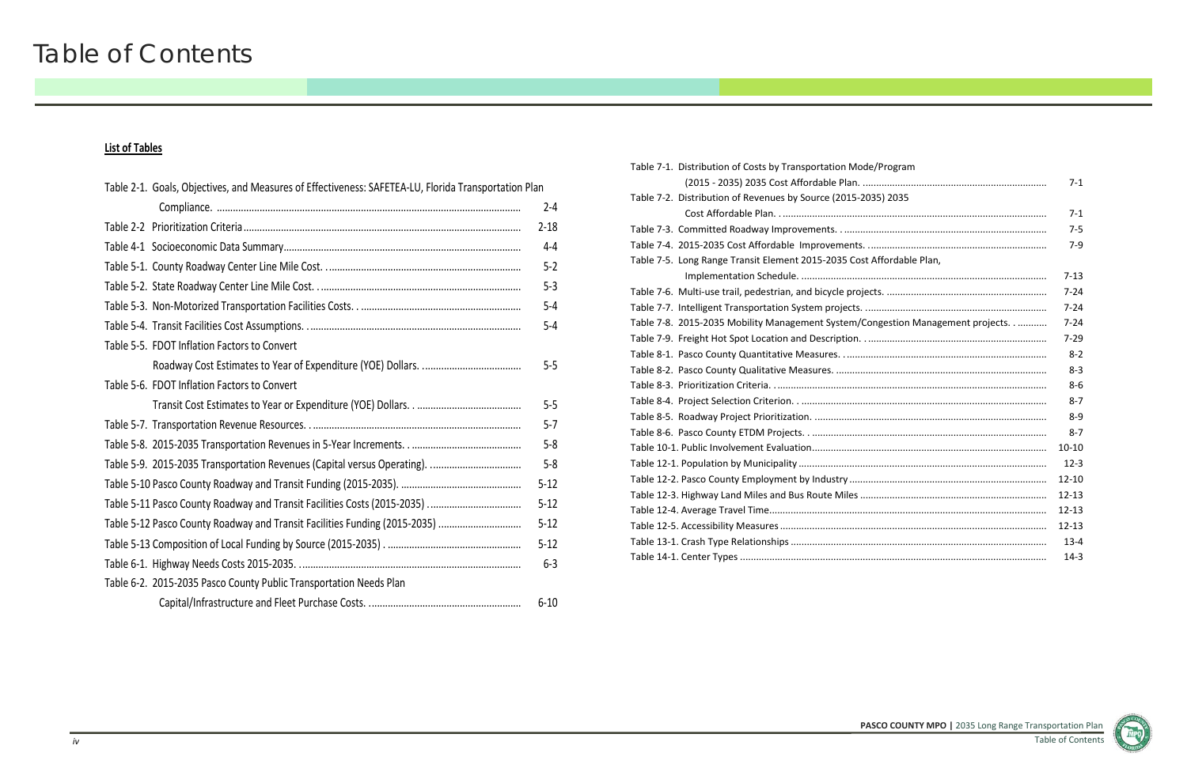# Table of Contents

## List of Tables

| Table | Page |
|---|---|
| Table 2-1. Goals, Objectives, and Measures of Effectiveness: SAFETEA-LU, Florida Transportation Plan Compliance. | 2-4 |
| Table 2-2 Prioritization Criteria | 2-18 |
| Table 4-1 Socioeconomic Data Summary | 4-4 |
| Table 5-1. County Roadway Center Line Mile Cost. | 5-2 |
| Table 5-2. State Roadway Center Line Mile Cost. | 5-3 |
| Table 5-3. Non-Motorized Transportation Facilities Costs. | 5-4 |
| Table 5-4. Transit Facilities Cost Assumptions. | 5-4 |
| Table 5-5. FDOT Inflation Factors to Convert Roadway Cost Estimates to Year of Expenditure (YOE) Dollars. | 5-5 |
| Table 5-6. FDOT Inflation Factors to Convert Transit Cost Estimates to Year or Expenditure (YOE) Dollars. | 5-5 |
| Table 5-7. Transportation Revenue Resources. | 5-7 |
| Table 5-8. 2015-2035 Transportation Revenues in 5-Year Increments. | 5-8 |
| Table 5-9. 2015-2035 Transportation Revenues (Capital versus Operating). | 5-8 |
| Table 5-10 Pasco County Roadway and Transit Funding (2015-2035). | 5-12 |
| Table 5-11 Pasco County Roadway and Transit Facilities Costs (2015-2035) | 5-12 |
| Table 5-12 Pasco County Roadway and Transit Facilities Funding (2015-2035) | 5-12 |
| Table 5-13 Composition of Local Funding by Source (2015-2035) | 5-12 |
| Table 6-1. Highway Needs Costs 2015-2035. | 6-3 |
| Table 6-2. 2015-2035 Pasco County Public Transportation Needs Plan Capital/Infrastructure and Fleet Purchase Costs. | 6-10 |
| Table 7-1. Distribution of Costs by Transportation Mode/Program (2015 - 2035) 2035 Cost Affordable Plan. | 7-1 |
| Table 7-2. Distribution of Revenues by Source (2015-2035) 2035 Cost Affordable Plan. | 7-1 |
| Table 7-3. Committed Roadway Improvements. | 7-5 |
| Table 7-4. 2015-2035 Cost Affordable Improvements. | 7-9 |
| Table 7-5. Long Range Transit Element 2015-2035 Cost Affordable Plan, Implementation Schedule. | 7-13 |
| Table 7-6. Multi-use trail, pedestrian, and bicycle projects. | 7-24 |
| Table 7-7. Intelligent Transportation System projects. | 7-24 |
| Table 7-8. 2015-2035 Mobility Management System/Congestion Management projects. | 7-24 |
| Table 7-9. Freight Hot Spot Location and Description. | 7-29 |
| Table 8-1. Pasco County Quantitative Measures. | 8-2 |
| Table 8-2. Pasco County Qualitative Measures. | 8-3 |
| Table 8-3. Prioritization Criteria. | 8-6 |
| Table 8-4. Project Selection Criterion. | 8-7 |
| Table 8-5. Roadway Project Prioritization. | 8-9 |
| Table 8-6. Pasco County ETDM Projects. | 8-7 |
| Table 10-1. Public Involvement Evaluation | 10-10 |
| Table 12-1. Population by Municipality | 12-3 |
| Table 12-2. Pasco County Employment by Industry | 12-10 |
| Table 12-3. Highway Land Miles and Bus Route Miles | 12-13 |
| Table 12-4. Average Travel Time | 12-13 |
| Table 12-5. Accessibility Measures | 12-13 |
| Table 13-1. Crash Type Relationships | 13-4 |
| Table 14-1. Center Types | 14-3 |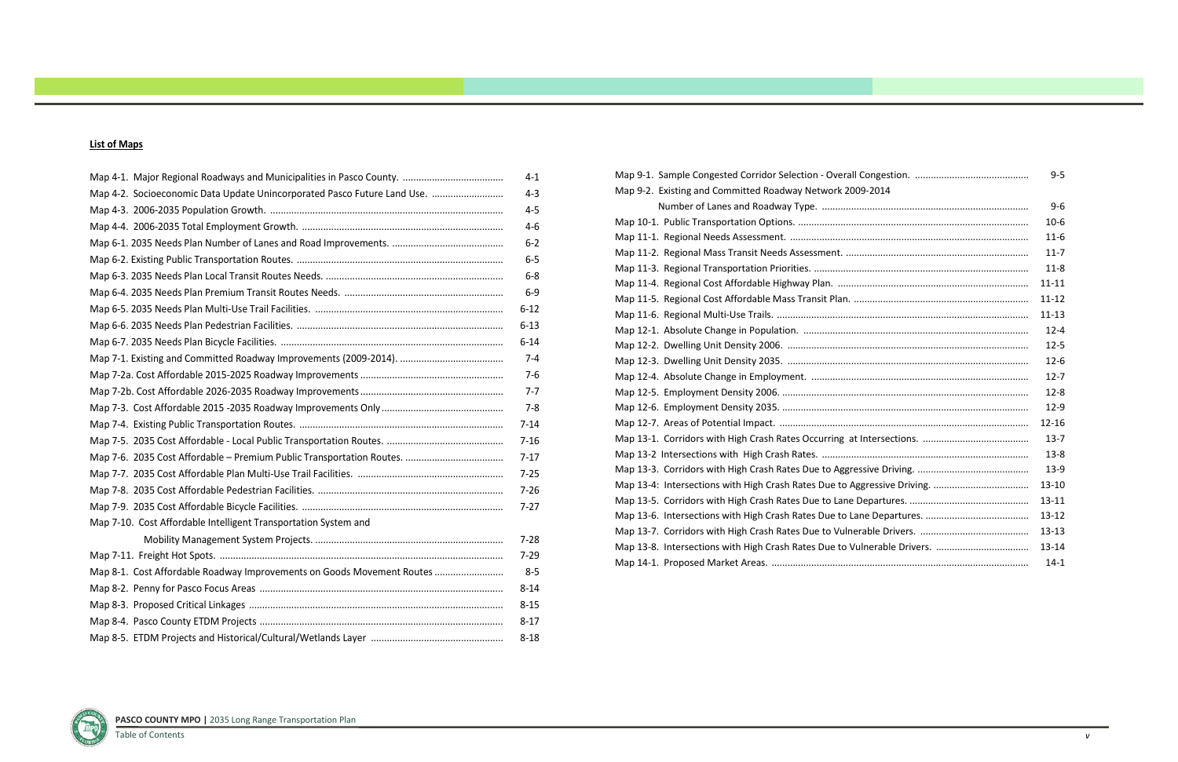**List of Maps**

| Map | Page |
|---|---|
| Map 4-1. Major Regional Roadways and Municipalities in Pasco County. | 4-1 |
| Map 4-2. Socioeconomic Data Update Unincorporated Pasco Future Land Use. | 4-3 |
| Map 4-3. 2006-2035 Population Growth. | 4-5 |
| Map 4-4. 2006-2035 Total Employment Growth. | 4-6 |
| Map 6-1. 2035 Needs Plan Number of Lanes and Road Improvements. | 6-2 |
| Map 6-2. Existing Public Transportation Routes. | 6-5 |
| Map 6-3. 2035 Needs Plan Local Transit Routes Needs. | 6-8 |
| Map 6-4. 2035 Needs Plan Premium Transit Routes Needs. | 6-9 |
| Map 6-5. 2035 Needs Plan Multi-Use Trail Facilities. | 6-12 |
| Map 6-6. 2035 Needs Plan Pedestrian Facilities. | 6-13 |
| Map 6-7. 2035 Needs Plan Bicycle Facilities. | 6-14 |
| Map 7-1. Existing and Committed Roadway Improvements (2009-2014). | 7-4 |
| Map 7-2a. Cost Affordable 2015-2025 Roadway Improvements | 7-6 |
| Map 7-2b. Cost Affordable 2026-2035 Roadway Improvements | 7-7 |
| Map 7-3. Cost Affordable 2015 -2035 Roadway Improvements Only | 7-8 |
| Map 7-4. Existing Public Transportation Routes. | 7-14 |
| Map 7-5. 2035 Cost Affordable - Local Public Transportation Routes. | 7-16 |
| Map 7-6. 2035 Cost Affordable – Premium Public Transportation Routes. | 7-17 |
| Map 7-7. 2035 Cost Affordable Plan Multi-Use Trail Facilities. | 7-25 |
| Map 7-8. 2035 Cost Affordable Pedestrian Facilities. | 7-26 |
| Map 7-9. 2035 Cost Affordable Bicycle Facilities. | 7-27 |
| Map 7-10. Cost Affordable Intelligent Transportation System and Mobility Management System Projects. | 7-28 |
| Map 7-11. Freight Hot Spots. | 7-29 |
| Map 8-1. Cost Affordable Roadway Improvements on Goods Movement Routes | 8-5 |
| Map 8-2. Penny for Pasco Focus Areas | 8-14 |
| Map 8-3. Proposed Critical Linkages | 8-15 |
| Map 8-4. Pasco County ETDM Projects | 8-17 |
| Map 8-5. ETDM Projects and Historical/Cultural/Wetlands Layer | 8-18 |
| Map 9-1. Sample Congested Corridor Selection - Overall Congestion. | 9-5 |
| Map 9-2. Existing and Committed Roadway Network 2009-2014 Number of Lanes and Roadway Type. | 9-6 |
| Map 10-1. Public Transportation Options. | 10-6 |
| Map 11-1. Regional Needs Assessment. | 11-6 |
| Map 11-2. Regional Mass Transit Needs Assessment. | 11-7 |
| Map 11-3. Regional Transportation Priorities. | 11-8 |
| Map 11-4. Regional Cost Affordable Highway Plan. | 11-11 |
| Map 11-5. Regional Cost Affordable Mass Transit Plan. | 11-12 |
| Map 11-6. Regional Multi-Use Trails. | 11-13 |
| Map 12-1. Absolute Change in Population. | 12-4 |
| Map 12-2. Dwelling Unit Density 2006. | 12-5 |
| Map 12-3. Dwelling Unit Density 2035. | 12-6 |
| Map 12-4. Absolute Change in Employment. | 12-7 |
| Map 12-5. Employment Density 2006. | 12-8 |
| Map 12-6. Employment Density 2035. | 12-9 |
| Map 12-7. Areas of Potential Impact. | 12-16 |
| Map 13-1. Corridors with High Crash Rates Occurring at Intersections. | 13-7 |
| Map 13-2 Intersections with High Crash Rates. | 13-8 |
| Map 13-3. Corridors with High Crash Rates Due to Aggressive Driving. | 13-9 |
| Map 13-4: Intersections with High Crash Rates Due to Aggressive Driving. | 13-10 |
| Map 13-5. Corridors with High Crash Rates Due to Lane Departures. | 13-11 |
| Map 13-6. Intersections with High Crash Rates Due to Lane Departures. | 13-12 |
| Map 13-7. Corridors with High Crash Rates Due to Vulnerable Drivers. | 13-13 |
| Map 13-8. Intersections with High Crash Rates Due to Vulnerable Drivers. | 13-14 |
| Map 14-1. Proposed Market Areas. | 14-1 |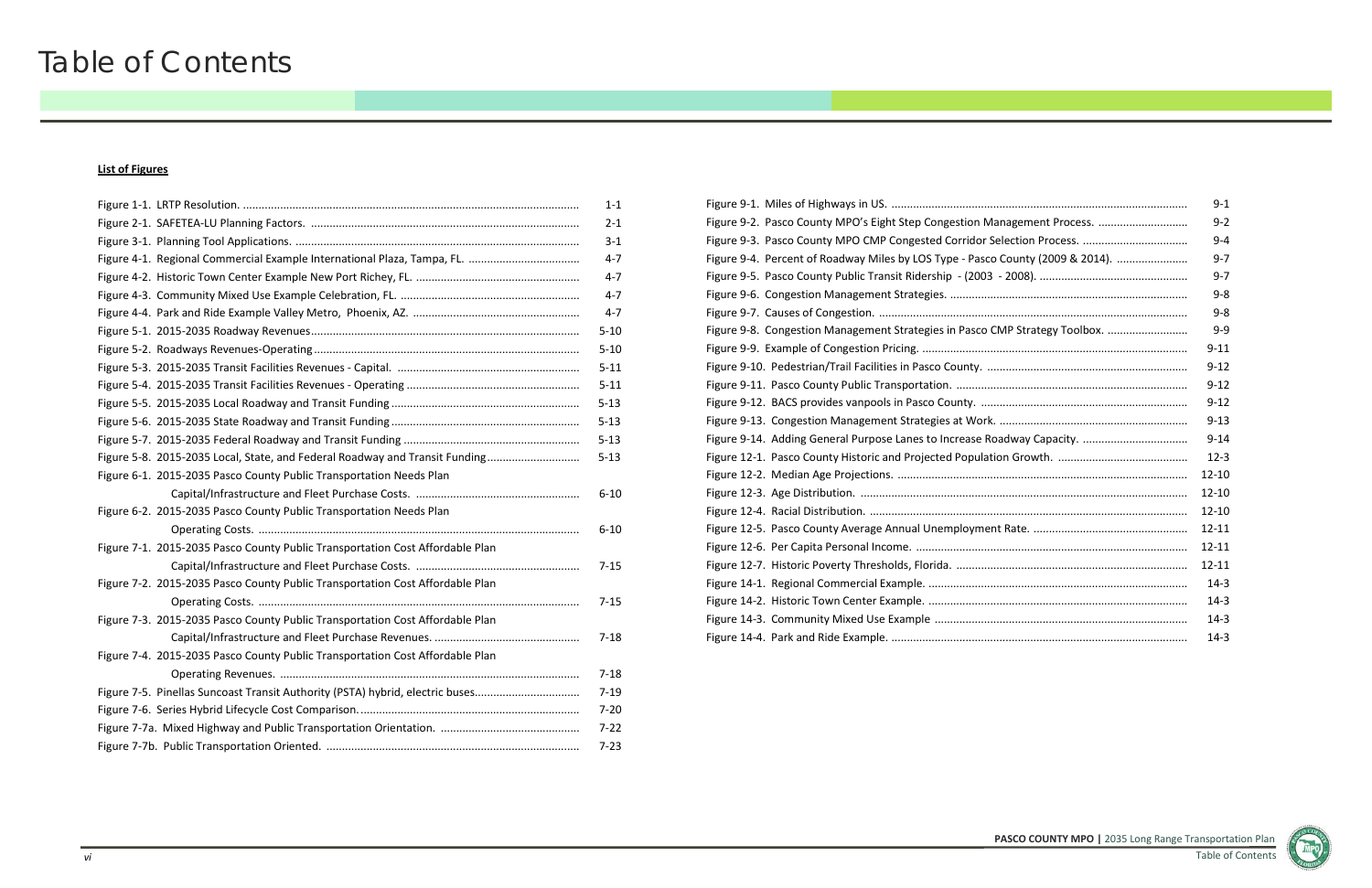# Table of Contents

**List of Figures**

| | |
|---|---|
| Figure 1-1. LRTP Resolution. | 1-1 |
| Figure 2-1. SAFETEA-LU Planning Factors. | 2-1 |
| Figure 3-1. Planning Tool Applications. | 3-1 |
| Figure 4-1. Regional Commercial Example International Plaza, Tampa, FL. | 4-7 |
| Figure 4-2. Historic Town Center Example New Port Richey, FL. | 4-7 |
| Figure 4-3. Community Mixed Use Example Celebration, FL. | 4-7 |
| Figure 4-4. Park and Ride Example Valley Metro, Phoenix, AZ. | 4-7 |
| Figure 5-1. 2015-2035 Roadway Revenues | 5-10 |
| Figure 5-2. Roadways Revenues-Operating | 5-10 |
| Figure 5-3. 2015-2035 Transit Facilities Revenues - Capital. | 5-11 |
| Figure 5-4. 2015-2035 Transit Facilities Revenues - Operating | 5-11 |
| Figure 5-5. 2015-2035 Local Roadway and Transit Funding | 5-13 |
| Figure 5-6. 2015-2035 State Roadway and Transit Funding | 5-13 |
| Figure 5-7. 2015-2035 Federal Roadway and Transit Funding | 5-13 |
| Figure 5-8. 2015-2035 Local, State, and Federal Roadway and Transit Funding | 5-13 |
| Figure 6-1. 2015-2035 Pasco County Public Transportation Needs Plan Capital/Infrastructure and Fleet Purchase Costs. | 6-10 |
| Figure 6-2. 2015-2035 Pasco County Public Transportation Needs Plan Operating Costs. | 6-10 |
| Figure 7-1. 2015-2035 Pasco County Public Transportation Cost Affordable Plan Capital/Infrastructure and Fleet Purchase Costs. | 7-15 |
| Figure 7-2. 2015-2035 Pasco County Public Transportation Cost Affordable Plan Operating Costs. | 7-15 |
| Figure 7-3. 2015-2035 Pasco County Public Transportation Cost Affordable Plan Capital/Infrastructure and Fleet Purchase Revenues. | 7-18 |
| Figure 7-4. 2015-2035 Pasco County Public Transportation Cost Affordable Plan Operating Revenues. | 7-18 |
| Figure 7-5. Pinellas Suncoast Transit Authority (PSTA) hybrid, electric buses | 7-19 |
| Figure 7-6. Series Hybrid Lifecycle Cost Comparison. | 7-20 |
| Figure 7-7a. Mixed Highway and Public Transportation Orientation. | 7-22 |
| Figure 7-7b. Public Transportation Oriented. | 7-23 |
| Figure 9-1. Miles of Highways in US. | 9-1 |
| Figure 9-2. Pasco County MPO's Eight Step Congestion Management Process. | 9-2 |
| Figure 9-3. Pasco County MPO CMP Congested Corridor Selection Process. | 9-4 |
| Figure 9-4. Percent of Roadway Miles by LOS Type - Pasco County (2009 & 2014). | 9-7 |
| Figure 9-5. Pasco County Public Transit Ridership - (2003 - 2008). | 9-7 |
| Figure 9-6. Congestion Management Strategies. | 9-8 |
| Figure 9-7. Causes of Congestion. | 9-8 |
| Figure 9-8. Congestion Management Strategies in Pasco CMP Strategy Toolbox. | 9-9 |
| Figure 9-9. Example of Congestion Pricing. | 9-11 |
| Figure 9-10. Pedestrian/Trail Facilities in Pasco County. | 9-12 |
| Figure 9-11. Pasco County Public Transportation. | 9-12 |
| Figure 9-12. BACS provides vanpools in Pasco County. | 9-12 |
| Figure 9-13. Congestion Management Strategies at Work. | 9-13 |
| Figure 9-14. Adding General Purpose Lanes to Increase Roadway Capacity. | 9-14 |
| Figure 12-1. Pasco County Historic and Projected Population Growth. | 12-3 |
| Figure 12-2. Median Age Projections. | 12-10 |
| Figure 12-3. Age Distribution. | 12-10 |
| Figure 12-4. Racial Distribution. | 12-10 |
| Figure 12-5. Pasco County Average Annual Unemployment Rate. | 12-11 |
| Figure 12-6. Per Capita Personal Income. | 12-11 |
| Figure 12-7. Historic Poverty Thresholds, Florida. | 12-11 |
| Figure 14-1. Regional Commercial Example. | 14-3 |
| Figure 14-2. Historic Town Center Example. | 14-3 |
| Figure 14-3. Community Mixed Use Example | 14-3 |
| Figure 14-4. Park and Ride Example. | 14-3 |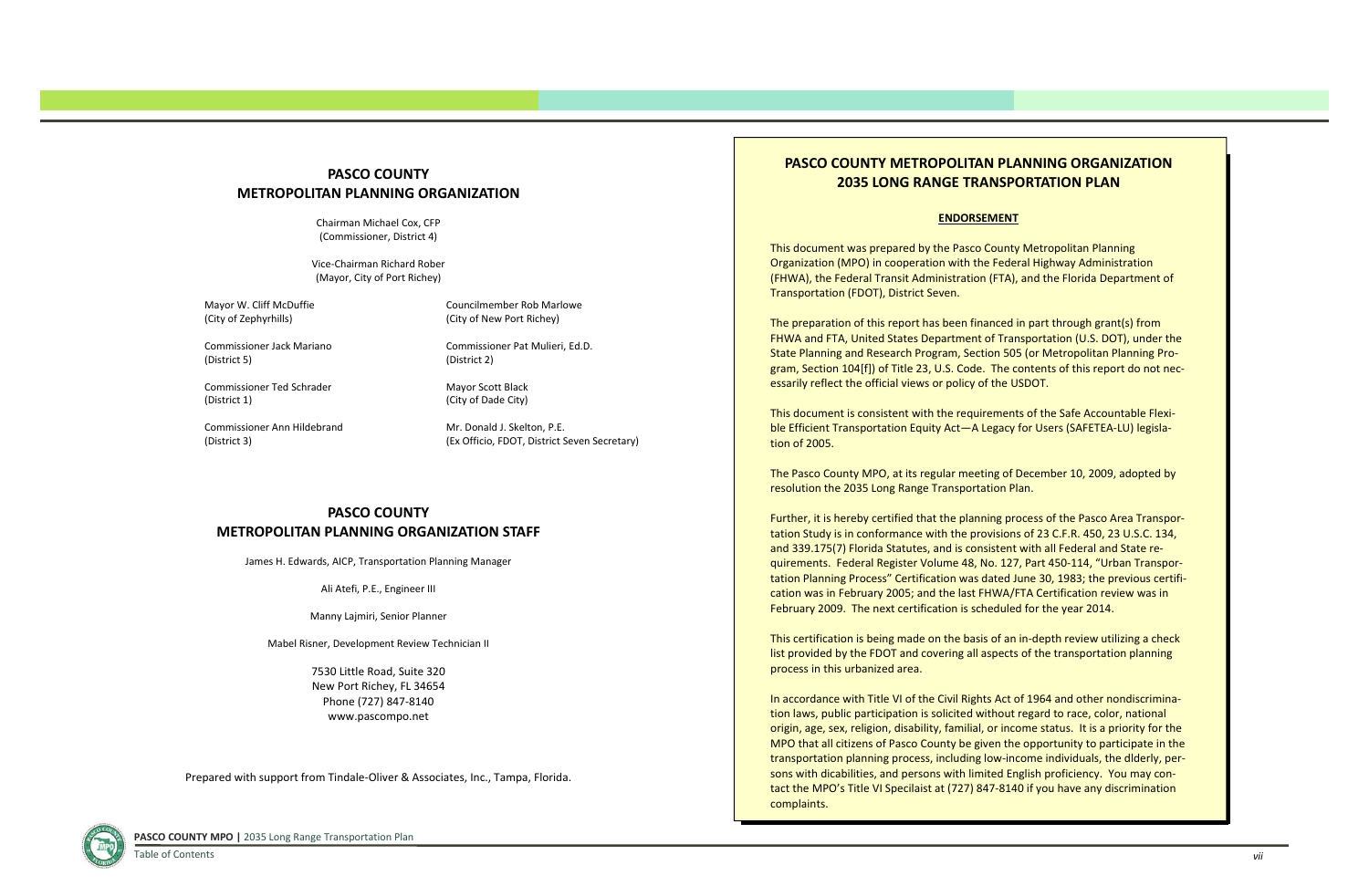## PASCO COUNTY METROPOLITAN PLANNING ORGANIZATION

Chairman Michael Cox, CFP
(Commissioner, District 4)

Vice-Chairman Richard Rober
(Mayor, City of Port Richey)

Mayor W. Cliff McDuffie
(City of Zephyrhills)

Councilmember Rob Marlowe
(City of New Port Richey)

Commissioner Jack Mariano
(District 5)

Commissioner Pat Mulieri, Ed.D.
(District 2)

Commissioner Ted Schrader
(District 1)

Mayor Scott Black
(City of Dade City)

Commissioner Ann Hildebrand
(District 3)

Mr. Donald J. Skelton, P.E.
(Ex Officio, FDOT, District Seven Secretary)

## PASCO COUNTY METROPOLITAN PLANNING ORGANIZATION STAFF

James H. Edwards, AICP, Transportation Planning Manager

Ali Atefi, P.E., Engineer III

Manny Lajmiri, Senior Planner

Mabel Risner, Development Review Technician II

7530 Little Road, Suite 320
New Port Richey, FL 34654
Phone (727) 847-8140
www.pascompo.net

Prepared with support from Tindale-Oliver & Associates, Inc., Tampa, Florida.

## PASCO COUNTY METROPOLITAN PLANNING ORGANIZATION 2035 LONG RANGE TRANSPORTATION PLAN

**ENDORSEMENT**

This document was prepared by the Pasco County Metropolitan Planning Organization (MPO) in cooperation with the Federal Highway Administration (FHWA), the Federal Transit Administration (FTA), and the Florida Department of Transportation (FDOT), District Seven.

The preparation of this report has been financed in part through grant(s) from FHWA and FTA, United States Department of Transportation (U.S. DOT), under the State Planning and Research Program, Section 505 (or Metropolitan Planning Program, Section 104[f]) of Title 23, U.S. Code. The contents of this report do not necessarily reflect the official views or policy of the USDOT.

This document is consistent with the requirements of the Safe Accountable Flexible Efficient Transportation Equity Act—A Legacy for Users (SAFETEA-LU) legislation of 2005.

The Pasco County MPO, at its regular meeting of December 10, 2009, adopted by resolution the 2035 Long Range Transportation Plan.

Further, it is hereby certified that the planning process of the Pasco Area Transportation Study is in conformance with the provisions of 23 C.F.R. 450, 23 U.S.C. 134, and 339.175(7) Florida Statutes, and is consistent with all Federal and State requirements. Federal Register Volume 48, No. 127, Part 450-114, "Urban Transportation Planning Process" Certification was dated June 30, 1983; the previous certification was in February 2005; and the last FHWA/FTA Certification review was in February 2009. The next certification is scheduled for the year 2014.

This certification is being made on the basis of an in-depth review utilizing a check list provided by the FDOT and covering all aspects of the transportation planning process in this urbanized area.

In accordance with Title VI of the Civil Rights Act of 1964 and other nondiscrimination laws, public participation is solicited without regard to race, color, national origin, age, sex, religion, disability, familial, or income status. It is a priority for the MPO that all citizens of Pasco County be given the opportunity to participate in the transportation planning process, including low-income individuals, the dlderly, persons with dicabilities, and persons with limited English proficiency. You may contact the MPO's Title VI Specilaist at (727) 847-8140 if you have any discrimination complaints.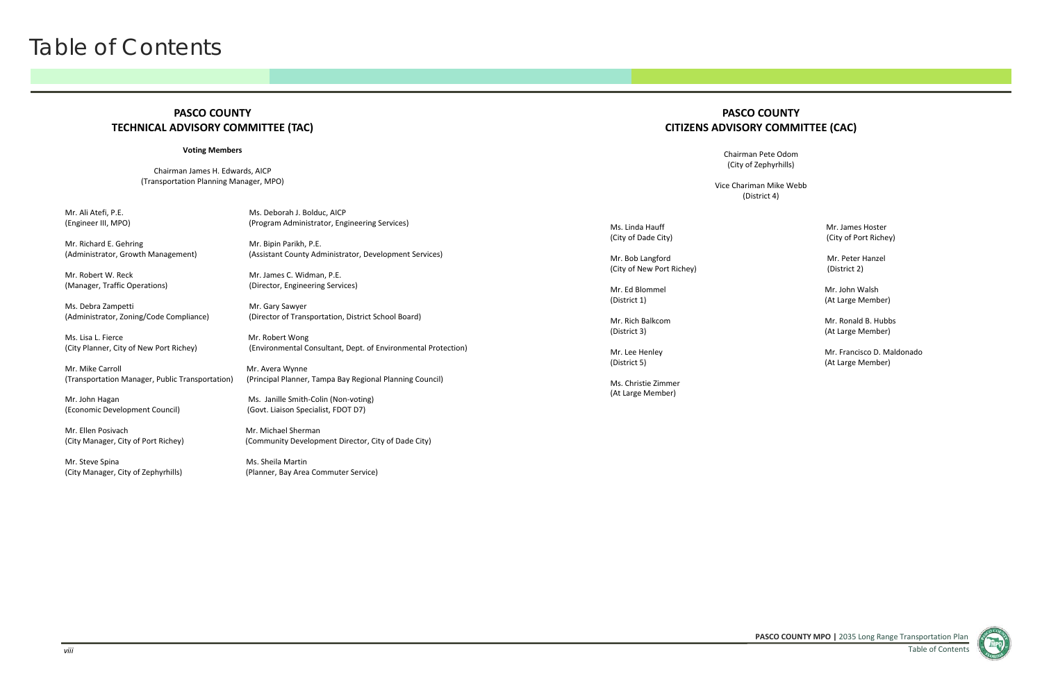# Table of Contents

## PASCO COUNTY
## TECHNICAL ADVISORY COMMITTEE (TAC)

**Voting Members**

Chairman James H. Edwards, AICP
(Transportation Planning Manager, MPO)

Mr. Ali Atefi, P.E.
(Engineer III, MPO)

Mr. Richard E. Gehring
(Administrator, Growth Management)

Mr. Robert W. Reck
(Manager, Traffic Operations)

Ms. Debra Zampetti
(Administrator, Zoning/Code Compliance)

Ms. Lisa L. Fierce
(City Planner, City of New Port Richey)

Mr. Mike Carroll
(Transportation Manager, Public Transportation)

Mr. John Hagan
(Economic Development Council)

Mr. Ellen Posivach
(City Manager, City of Port Richey)

Mr. Steve Spina
(City Manager, City of Zephyrhills)

Ms. Deborah J. Bolduc, AICP
(Program Administrator, Engineering Services)

Mr. Bipin Parikh, P.E.
(Assistant County Administrator, Development Services)

Mr. James C. Widman, P.E.
(Director, Engineering Services)

Mr. Gary Sawyer
(Director of Transportation, District School Board)

Mr. Robert Wong
(Environmental Consultant, Dept. of Environmental Protection)

Mr. Avera Wynne
(Principal Planner, Tampa Bay Regional Planning Council)

Ms. Janille Smith-Colin (Non-voting)
(Govt. Liaison Specialist, FDOT D7)

Mr. Michael Sherman
(Community Development Director, City of Dade City)

Ms. Sheila Martin
(Planner, Bay Area Commuter Service)

## PASCO COUNTY
## CITIZENS ADVISORY COMMITTEE (CAC)

Chairman Pete Odom
(City of Zephyrhills)

Vice Chariman Mike Webb
(District 4)

Ms. Linda Hauff
(City of Dade City)

Mr. Bob Langford
(City of New Port Richey)

Mr. Ed Blommel
(District 1)

Mr. Rich Balkcom
(District 3)

Mr. Lee Henley
(District 5)

Ms. Christie Zimmer
(At Large Member)

Mr. James Hoster
(City of Port Richey)

Mr. Peter Hanzel
(District 2)

Mr. John Walsh
(At Large Member)

Mr. Ronald B. Hubbs
(At Large Member)

Mr. Francisco D. Maldonado
(At Large Member)